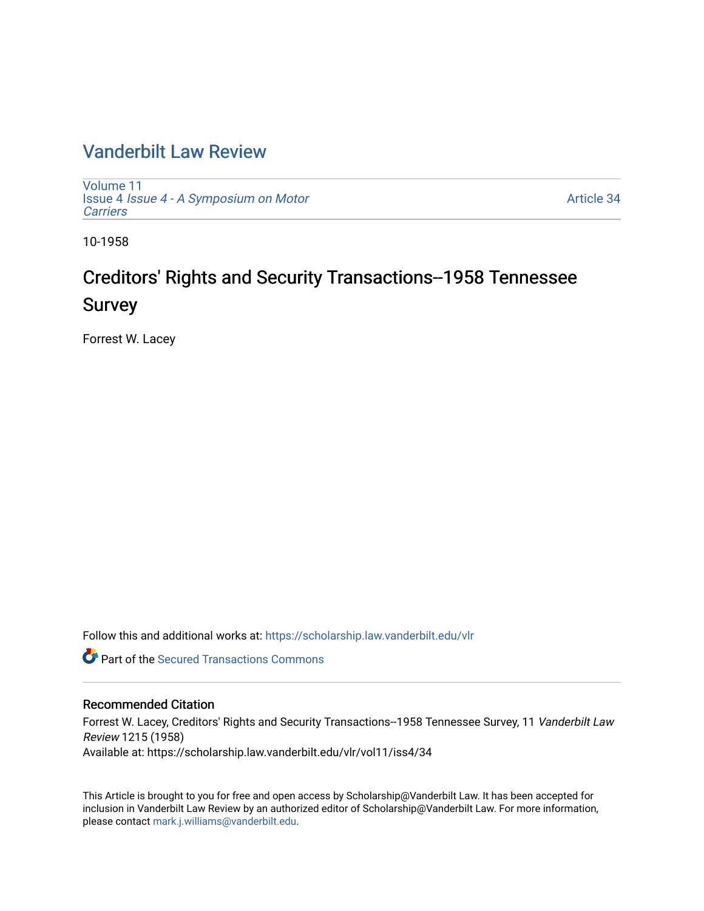# Vanderbilt Law Review

Volume 11
Issue 4 *Issue 4 - A Symposium on Motor Carriers*

Article 34

10-1958

## Creditors' Rights and Security Transactions--1958 Tennessee Survey

Forrest W. Lacey

Follow this and additional works at: https://scholarship.law.vanderbilt.edu/vlr

Part of the Secured Transactions Commons

### Recommended Citation

Forrest W. Lacey, Creditors' Rights and Security Transactions--1958 Tennessee Survey, 11 *Vanderbilt Law Review* 1215 (1958)
Available at: https://scholarship.law.vanderbilt.edu/vlr/vol11/iss4/34

This Article is brought to you for free and open access by Scholarship@Vanderbilt Law. It has been accepted for inclusion in Vanderbilt Law Review by an authorized editor of Scholarship@Vanderbilt Law. For more information, please contact mark.j.williams@vanderbilt.edu.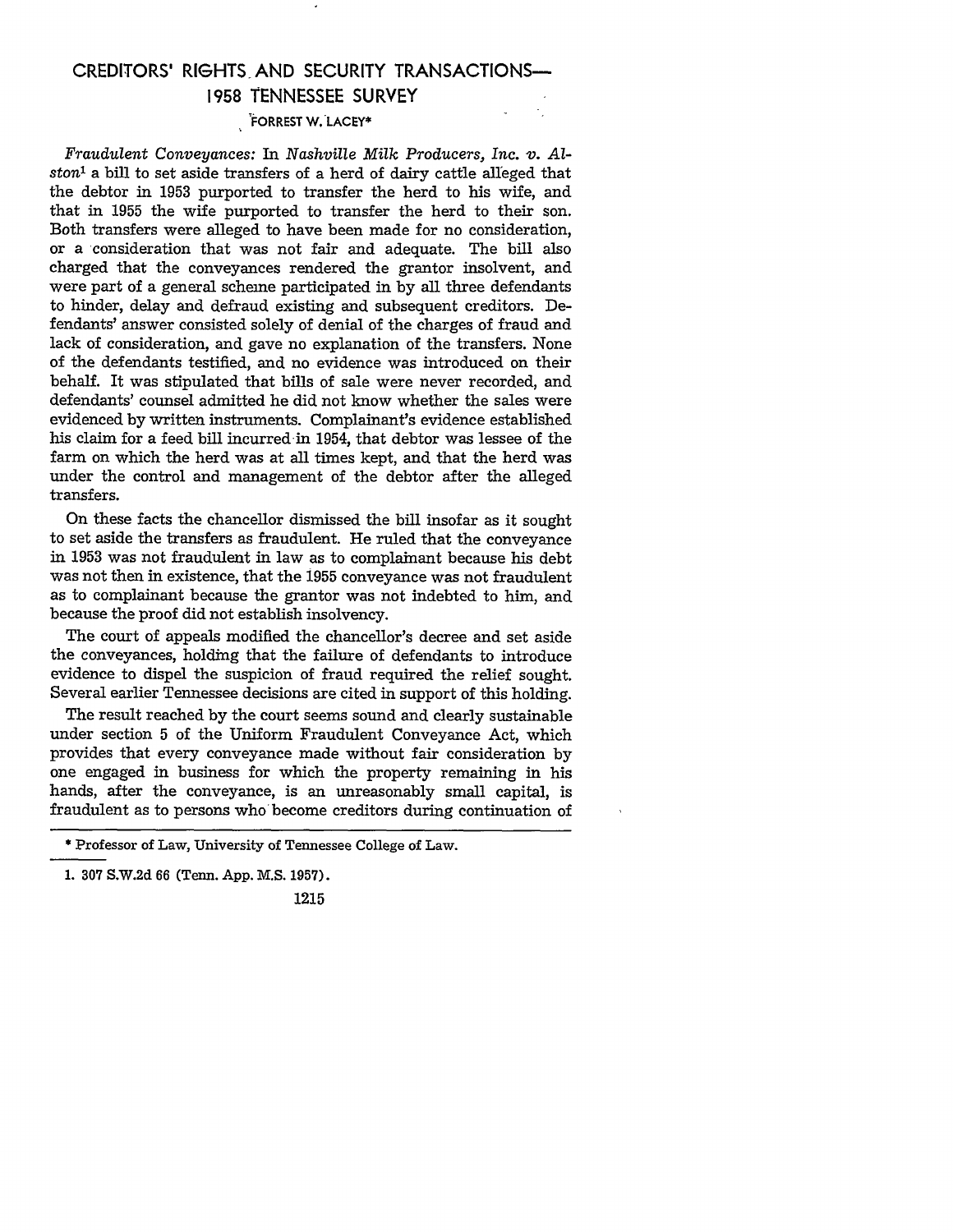# CREDITORS' RIGHTS AND SECURITY TRANSACTIONS— 1958 TENNESSEE SURVEY

FORREST W. LACEY*

*Fraudulent Conveyances:* In *Nashville Milk Producers, Inc. v. Alston*[1] a bill to set aside transfers of a herd of dairy cattle alleged that the debtor in 1953 purported to transfer the herd to his wife, and that in 1955 the wife purported to transfer the herd to their son. Both transfers were alleged to have been made for no consideration, or a consideration that was not fair and adequate. The bill also charged that the conveyances rendered the grantor insolvent, and were part of a general scheme participated in by all three defendants to hinder, delay and defraud existing and subsequent creditors. Defendants' answer consisted solely of denial of the charges of fraud and lack of consideration, and gave no explanation of the transfers. None of the defendants testified, and no evidence was introduced on their behalf. It was stipulated that bills of sale were never recorded, and defendants' counsel admitted he did not know whether the sales were evidenced by written instruments. Complainant's evidence established his claim for a feed bill incurred in 1954, that debtor was lessee of the farm on which the herd was at all times kept, and that the herd was under the control and management of the debtor after the alleged transfers.

On these facts the chancellor dismissed the bill insofar as it sought to set aside the transfers as fraudulent. He ruled that the conveyance in 1953 was not fraudulent in law as to complainant because his debt was not then in existence, that the 1955 conveyance was not fraudulent as to complainant because the grantor was not indebted to him, and because the proof did not establish insolvency.

The court of appeals modified the chancellor's decree and set aside the conveyances, holding that the failure of defendants to introduce evidence to dispel the suspicion of fraud required the relief sought. Several earlier Tennessee decisions are cited in support of this holding.

The result reached by the court seems sound and clearly sustainable under section 5 of the Uniform Fraudulent Conveyance Act, which provides that every conveyance made without fair consideration by one engaged in business for which the property remaining in his hands, after the conveyance, is an unreasonably small capital, is fraudulent as to persons who become creditors during continuation of

---

\* Professor of Law, University of Tennessee College of Law.

1. 307 S.W.2d 66 (Tenn. App. M.S. 1957).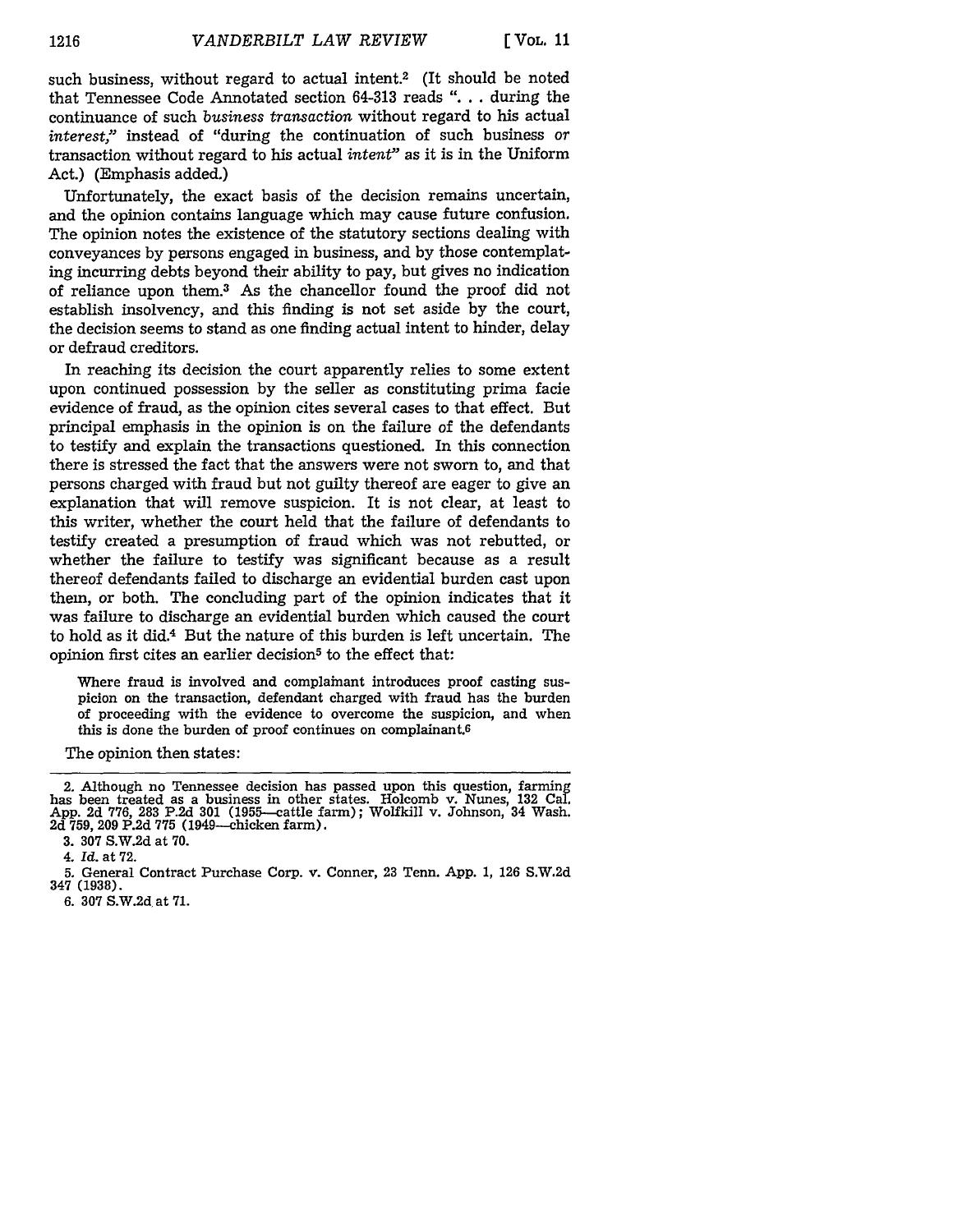such business, without regard to actual intent.[2] (It should be noted that Tennessee Code Annotated section 64-313 reads ". . . during the continuance of such *business transaction* without regard to his actual *interest*," instead of "during the continuation of such business *or* transaction without regard to his actual *intent*" as it is in the Uniform Act.) (Emphasis added.)

Unfortunately, the exact basis of the decision remains uncertain, and the opinion contains language which may cause future confusion. The opinion notes the existence of the statutory sections dealing with conveyances by persons engaged in business, and by those contemplating incurring debts beyond their ability to pay, but gives no indication of reliance upon them.[3] As the chancellor found the proof did not establish insolvency, and this finding is not set aside by the court, the decision seems to stand as one finding actual intent to hinder, delay or defraud creditors.

In reaching its decision the court apparently relies to some extent upon continued possession by the seller as constituting prima facie evidence of fraud, as the opinion cites several cases to that effect. But principal emphasis in the opinion is on the failure of the defendants to testify and explain the transactions questioned. In this connection there is stressed the fact that the answers were not sworn to, and that persons charged with fraud but not guilty thereof are eager to give an explanation that will remove suspicion. It is not clear, at least to this writer, whether the court held that the failure of defendants to testify created a presumption of fraud which was not rebutted, or whether the failure to testify was significant because as a result thereof defendants failed to discharge an evidential burden cast upon them, or both. The concluding part of the opinion indicates that it was failure to discharge an evidential burden which caused the court to hold as it did.[4] But the nature of this burden is left uncertain. The opinion first cites an earlier decision[5] to the effect that:

> Where fraud is involved and complainant introduces proof casting suspicion on the transaction, defendant charged with fraud has the burden of proceeding with the evidence to overcome the suspicion, and when this is done the burden of proof continues on complainant.[6]

The opinion then states:

---

2. Although no Tennessee decision has passed upon this question, farming has been treated as a business in other states. Holcomb v. Nunes, 132 Cal. App. 2d 776, 283 P.2d 301 (1955—cattle farm); Wolfkill v. Johnson, 34 Wash. 2d 759, 209 P.2d 775 (1949—chicken farm).

3. 307 S.W.2d at 70.

4. *Id.* at 72.

5. General Contract Purchase Corp. v. Conner, 23 Tenn. App. 1, 126 S.W.2d 347 (1938).

6. 307 S.W.2d at 71.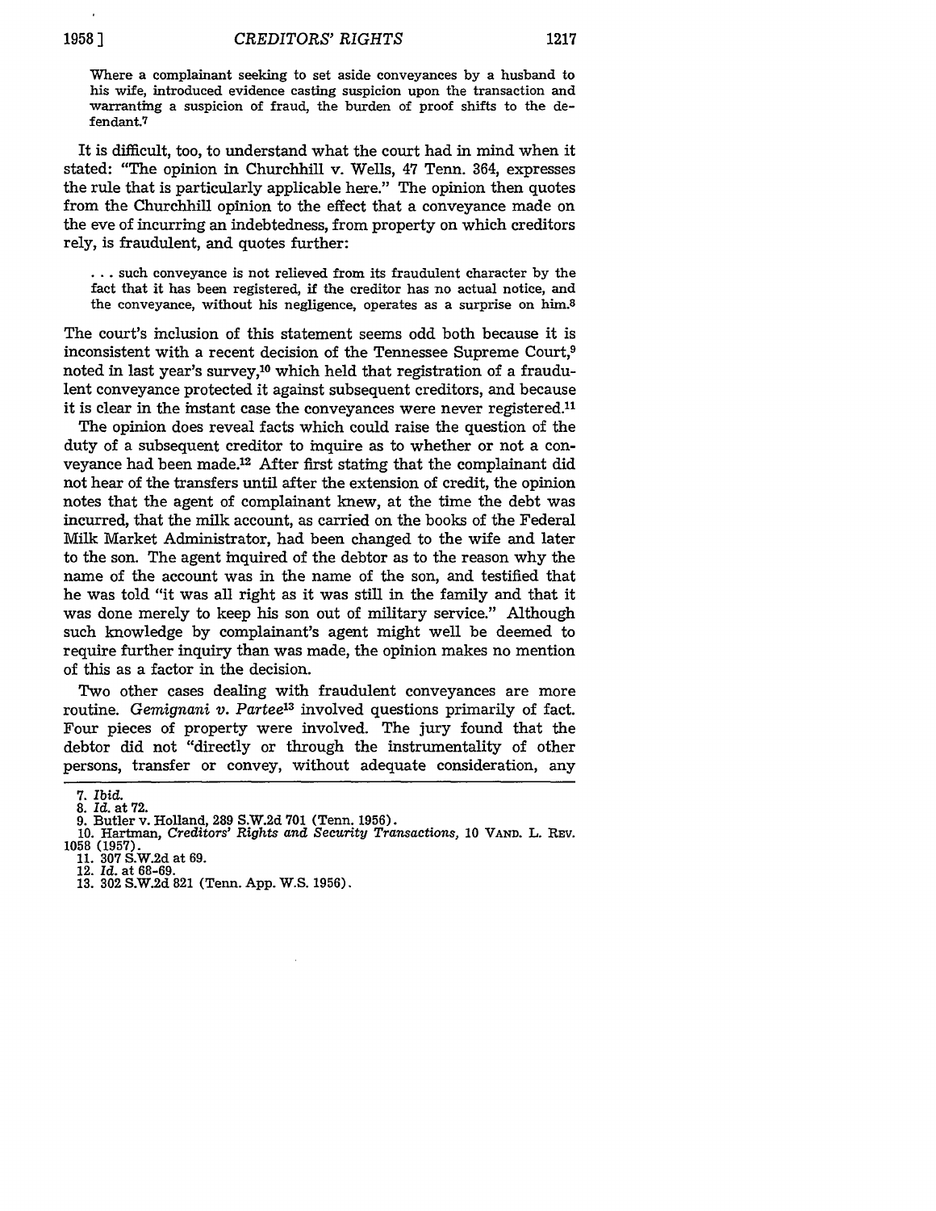> Where a complainant seeking to set aside conveyances by a husband to his wife, introduced evidence casting suspicion upon the transaction and warranting a suspicion of fraud, the burden of proof shifts to the defendant.[7]

It is difficult, too, to understand what the court had in mind when it stated: "The opinion in Churchhill v. Wells, 47 Tenn. 364, expresses the rule that is particularly applicable here." The opinion then quotes from the Churchhill opinion to the effect that a conveyance made on the eve of incurring an indebtedness, from property on which creditors rely, is fraudulent, and quotes further:

> . . . such conveyance is not relieved from its fraudulent character by the fact that it has been registered, if the creditor has no actual notice, and the conveyance, without his negligence, operates as a surprise on him.[8]

The court's inclusion of this statement seems odd both because it is inconsistent with a recent decision of the Tennessee Supreme Court,[9] noted in last year's survey,[10] which held that registration of a fraudulent conveyance protected it against subsequent creditors, and because it is clear in the instant case the conveyances were never registered.[11]

The opinion does reveal facts which could raise the question of the duty of a subsequent creditor to inquire as to whether or not a conveyance had been made.[12] After first stating that the complainant did not hear of the transfers until after the extension of credit, the opinion notes that the agent of complainant knew, at the time the debt was incurred, that the milk account, as carried on the books of the Federal Milk Market Administrator, had been changed to the wife and later to the son. The agent inquired of the debtor as to the reason why the name of the account was in the name of the son, and testified that he was told "it was all right as it was still in the family and that it was done merely to keep his son out of military service." Although such knowledge by complainant's agent might well be deemed to require further inquiry than was made, the opinion makes no mention of this as a factor in the decision.

Two other cases dealing with fraudulent conveyances are more routine. *Gemignani v. Partee*[13] involved questions primarily of fact. Four pieces of property were involved. The jury found that the debtor did not "directly or through the instrumentality of other persons, transfer or convey, without adequate consideration, any

---

7. *Ibid.*
8. *Id.* at 72.
9. Butler v. Holland, 289 S.W.2d 701 (Tenn. 1956).
10. Hartman, *Creditors' Rights and Security Transactions*, 10 VAND. L. REV. 1058 (1957).
11. 307 S.W.2d at 69.
12. *Id.* at 68-69.
13. 302 S.W.2d 821 (Tenn. App. W.S. 1956).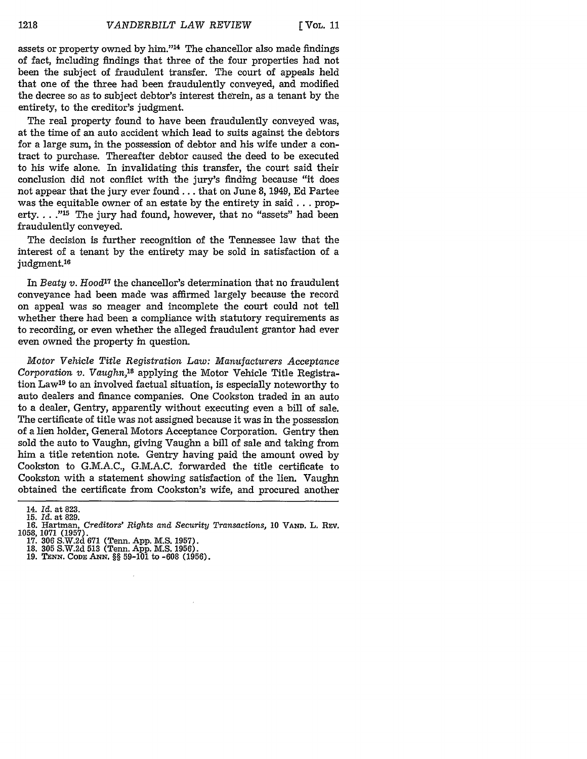assets or property owned by him."[14] The chancellor also made findings of fact, including findings that three of the four properties had not been the subject of fraudulent transfer. The court of appeals held that one of the three had been fraudulently conveyed, and modified the decree so as to subject debtor's interest therein, as a tenant by the entirety, to the creditor's judgment.

The real property found to have been fraudulently conveyed was, at the time of an auto accident which lead to suits against the debtors for a large sum, in the possession of debtor and his wife under a contract to purchase. Thereafter debtor caused the deed to be executed to his wife alone. In invalidating this transfer, the court said their conclusion did not conflict with the jury's finding because "it does not appear that the jury ever found . . . that on June 8, 1949, Ed Partee was the equitable owner of an estate by the entirety in said . . . property. . . ."[15] The jury had found, however, that no "assets" had been fraudulently conveyed.

The decision is further recognition of the Tennessee law that the interest of a tenant by the entirety may be sold in satisfaction of a judgment.[16]

In *Beaty v. Hood*[17] the chancellor's determination that no fraudulent conveyance had been made was affirmed largely because the record on appeal was so meager and incomplete the court could not tell whether there had been a compliance with statutory requirements as to recording, or even whether the alleged fraudulent grantor had ever even owned the property in question.

*Motor Vehicle Title Registration Law: Manufacturers Acceptance Corporation v. Vaughn*,[18] applying the Motor Vehicle Title Registration Law[19] to an involved factual situation, is especially noteworthy to auto dealers and finance companies. One Cookston traded in an auto to a dealer, Gentry, apparently without executing even a bill of sale. The certificate of title was not assigned because it was in the possession of a lien holder, General Motors Acceptance Corporation. Gentry then sold the auto to Vaughn, giving Vaughn a bill of sale and taking from him a title retention note. Gentry having paid the amount owed by Cookston to G.M.A.C., G.M.A.C. forwarded the title certificate to Cookston with a statement showing satisfaction of the lien. Vaughn obtained the certificate from Cookston's wife, and procured another

---

14. *Id.* at 823.
15. *Id.* at 829.
16. Hartman, *Creditors' Rights and Security Transactions*, 10 VAND. L. REV. 1058, 1071 (1957).
17. 306 S.W.2d 671 (Tenn. App. M.S. 1957).
18. 305 S.W.2d 513 (Tenn. App. M.S. 1956).
19. TENN. CODE ANN. §§ 59-101 to -608 (1956).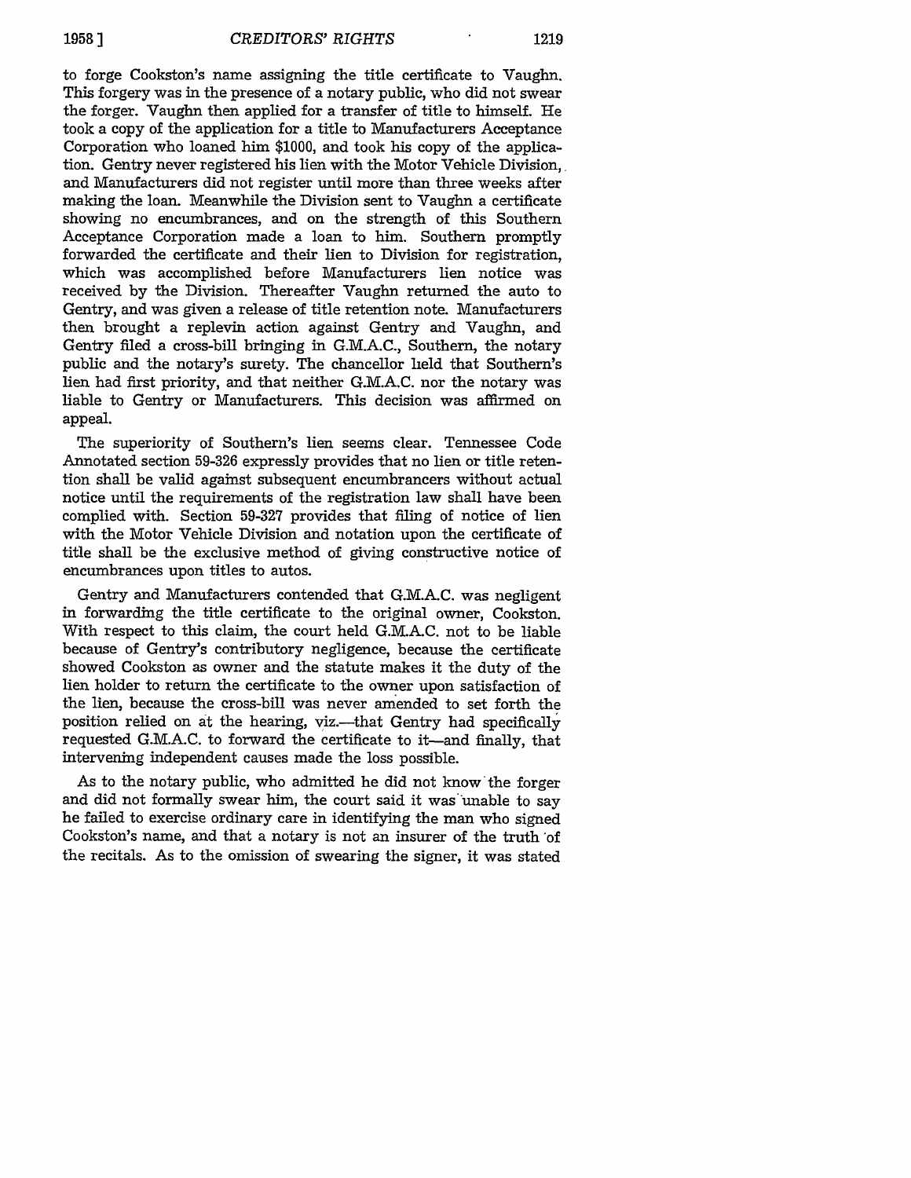to forge Cookston's name assigning the title certificate to Vaughn. This forgery was in the presence of a notary public, who did not swear the forger. Vaughn then applied for a transfer of title to himself. He took a copy of the application for a title to Manufacturers Acceptance Corporation who loaned him $1000, and took his copy of the application. Gentry never registered his lien with the Motor Vehicle Division, and Manufacturers did not register until more than three weeks after making the loan. Meanwhile the Division sent to Vaughn a certificate showing no encumbrances, and on the strength of this Southern Acceptance Corporation made a loan to him. Southern promptly forwarded the certificate and their lien to Division for registration, which was accomplished before Manufacturers lien notice was received by the Division. Thereafter Vaughn returned the auto to Gentry, and was given a release of title retention note. Manufacturers then brought a replevin action against Gentry and Vaughn, and Gentry filed a cross-bill bringing in G.M.A.C., Southern, the notary public and the notary's surety. The chancellor held that Southern's lien had first priority, and that neither G.M.A.C. nor the notary was liable to Gentry or Manufacturers. This decision was affirmed on appeal.

The superiority of Southern's lien seems clear. Tennessee Code Annotated section 59-326 expressly provides that no lien or title retention shall be valid against subsequent encumbrancers without actual notice until the requirements of the registration law shall have been complied with. Section 59-327 provides that filing of notice of lien with the Motor Vehicle Division and notation upon the certificate of title shall be the exclusive method of giving constructive notice of encumbrances upon titles to autos.

Gentry and Manufacturers contended that G.M.A.C. was negligent in forwarding the title certificate to the original owner, Cookston. With respect to this claim, the court held G.M.A.C. not to be liable because of Gentry's contributory negligence, because the certificate showed Cookston as owner and the statute makes it the duty of the lien holder to return the certificate to the owner upon satisfaction of the lien, because the cross-bill was never amended to set forth the position relied on at the hearing, viz.—that Gentry had specifically requested G.M.A.C. to forward the certificate to it—and finally, that intervening independent causes made the loss possible.

As to the notary public, who admitted he did not know the forger and did not formally swear him, the court said it was unable to say he failed to exercise ordinary care in identifying the man who signed Cookston's name, and that a notary is not an insurer of the truth of the recitals. As to the omission of swearing the signer, it was stated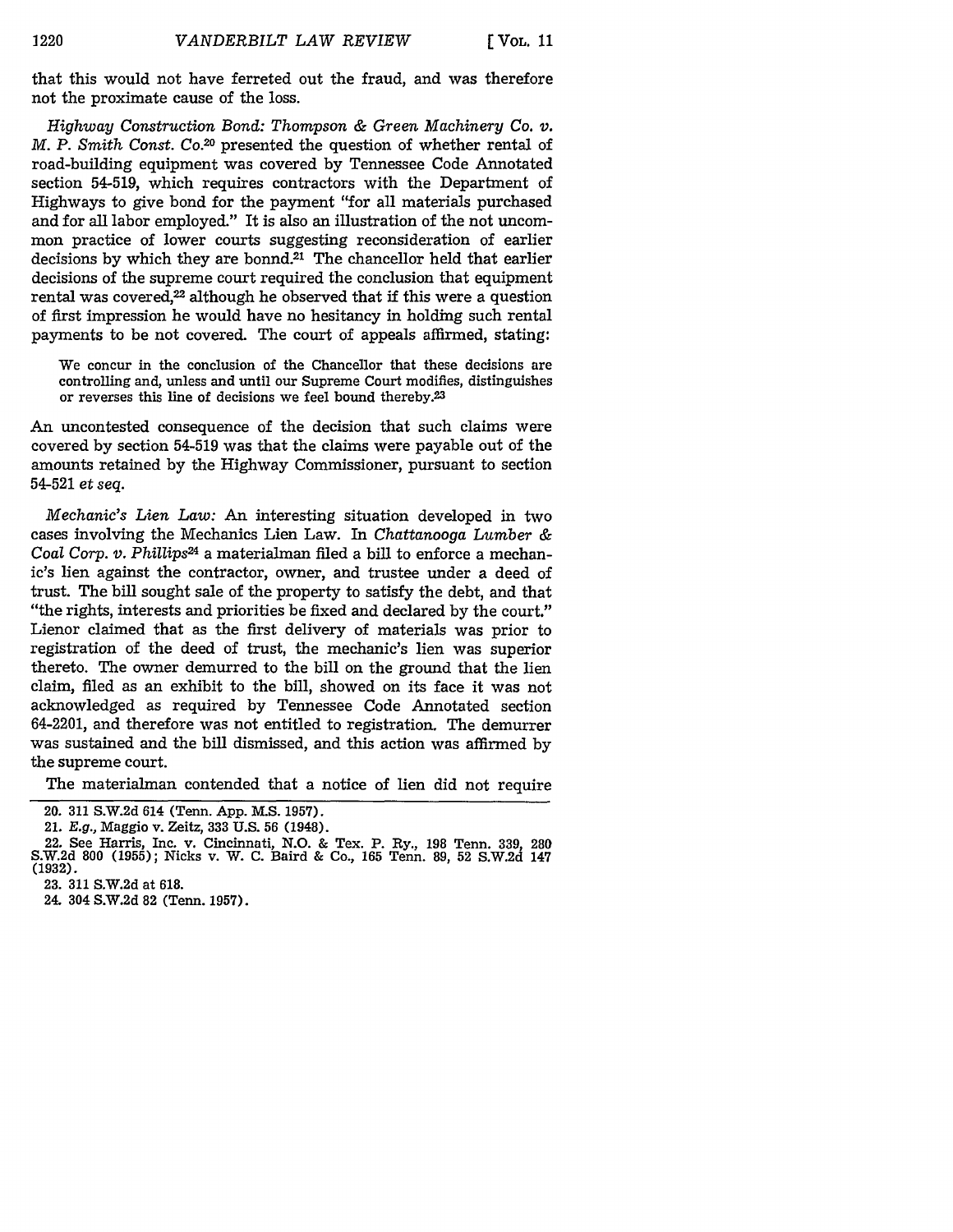that this would not have ferreted out the fraud, and was therefore not the proximate cause of the loss.

*Highway Construction Bond: Thompson & Green Machinery Co. v. M. P. Smith Const. Co.*[20] presented the question of whether rental of road-building equipment was covered by Tennessee Code Annotated section 54-519, which requires contractors with the Department of Highways to give bond for the payment "for all materials purchased and for all labor employed." It is also an illustration of the not uncommon practice of lower courts suggesting reconsideration of earlier decisions by which they are bonnd.[21] The chancellor held that earlier decisions of the supreme court required the conclusion that equipment rental was covered,[22] although he observed that if this were a question of first impression he would have no hesitancy in holding such rental payments to be not covered. The court of appeals affirmed, stating:

> We concur in the conclusion of the Chancellor that these decisions are controlling and, unless and until our Supreme Court modifies, distinguishes or reverses this line of decisions we feel bound thereby.[23]

An uncontested consequence of the decision that such claims were covered by section 54-519 was that the claims were payable out of the amounts retained by the Highway Commissioner, pursuant to section 54-521 *et seq.*

*Mechanic's Lien Law:* An interesting situation developed in two cases involving the Mechanics Lien Law. In *Chattanooga Lumber & Coal Corp. v. Phillips*[24] a materialman filed a bill to enforce a mechanic's lien against the contractor, owner, and trustee under a deed of trust. The bill sought sale of the property to satisfy the debt, and that "the rights, interests and priorities be fixed and declared by the court." Lienor claimed that as the first delivery of materials was prior to registration of the deed of trust, the mechanic's lien was superior thereto. The owner demurred to the bill on the ground that the lien claim, filed as an exhibit to the bill, showed on its face it was not acknowledged as required by Tennessee Code Annotated section 64-2201, and therefore was not entitled to registration. The demurrer was sustained and the bill dismissed, and this action was affirmed by the supreme court.

The materialman contended that a notice of lien did not require

---

20. 311 S.W.2d 614 (Tenn. App. M.S. 1957).

21. *E.g.,* Maggio v. Zeitz, 333 U.S. 56 (1948).

22. See Harris, Inc. v. Cincinnati, N.O. & Tex. P. Ry., 198 Tenn. 339, 280 S.W.2d 800 (1955); Nicks v. W. C. Baird & Co., 165 Tenn. 89, 52 S.W.2d 147 (1932).

23. 311 S.W.2d at 618.

24. 304 S.W.2d 82 (Tenn. 1957).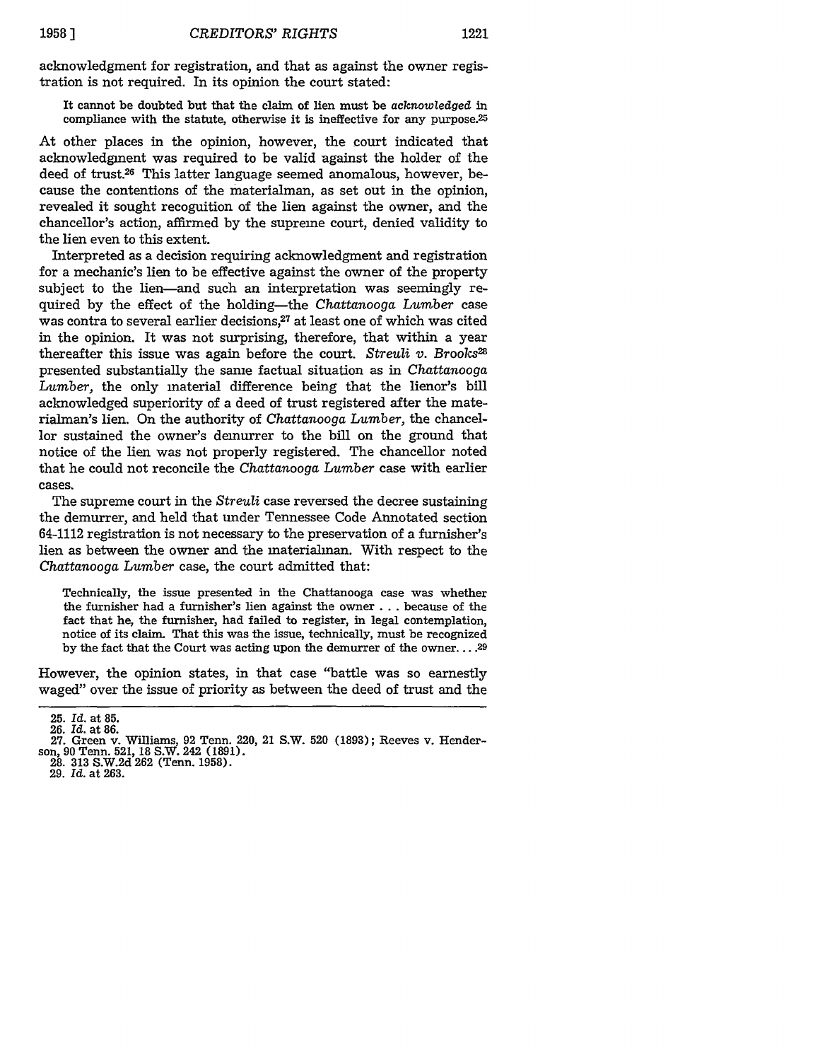acknowledgment for registration, and that as against the owner registration is not required. In its opinion the court stated:

> It cannot be doubted but that the claim of lien must be *acknowledged* in compliance with the statute, otherwise it is ineffective for any purpose.[25]

At other places in the opinion, however, the court indicated that acknowledgment was required to be valid against the holder of the deed of trust.[26] This latter language seemed anomalous, however, because the contentions of the materialman, as set out in the opinion, revealed it sought recoguition of the lien against the owner, and the chancellor's action, affirmed by the supreme court, denied validity to the lien even to this extent.

Interpreted as a decision requiring acknowledgment and registration for a mechanic's lien to be effective against the owner of the property subject to the lien—and such an interpretation was seemingly required by the effect of the holding—the *Chattanooga Lumber* case was contra to several earlier decisions,[27] at least one of which was cited in the opinion. It was not surprising, therefore, that within a year thereafter this issue was again before the court. *Streuli v. Brooks*[28] presented substantially the same factual situation as in *Chattanooga Lumber,* the only material difference being that the lienor's bill acknowledged superiority of a deed of trust registered after the materialman's lien. On the authority of *Chattanooga Lumber,* the chancellor sustained the owner's demurrer to the bill on the ground that notice of the lien was not properly registered. The chancellor noted that he could not reconcile the *Chattanooga Lumber* case with earlier cases.

The supreme court in the *Streuli* case reversed the decree sustaining the demurrer, and held that under Tennessee Code Annotated section 64-1112 registration is not necessary to the preservation of a furnisher's lien as between the owner and the materialman. With respect to the *Chattanooga Lumber* case, the court admitted that:

> Technically, the issue presented in the Chattanooga case was whether the furnisher had a furnisher's lien against the owner . . . because of the fact that he, the furnisher, had failed to register, in legal contemplation, notice of its claim. That this was the issue, technically, must be recognized by the fact that the Court was acting upon the demurrer of the owner. . . .[29]

However, the opinion states, in that case "battle was so earnestly waged" over the issue of priority as between the deed of trust and the

---

25. *Id.* at 85.
26. *Id.* at 86.
27. Green v. Williams, 92 Tenn. 220, 21 S.W. 520 (1893); Reeves v. Henderson, 90 Tenn. 521, 18 S.W. 242 (1891).
28. 313 S.W.2d 262 (Tenn. 1958).
29. *Id.* at 263.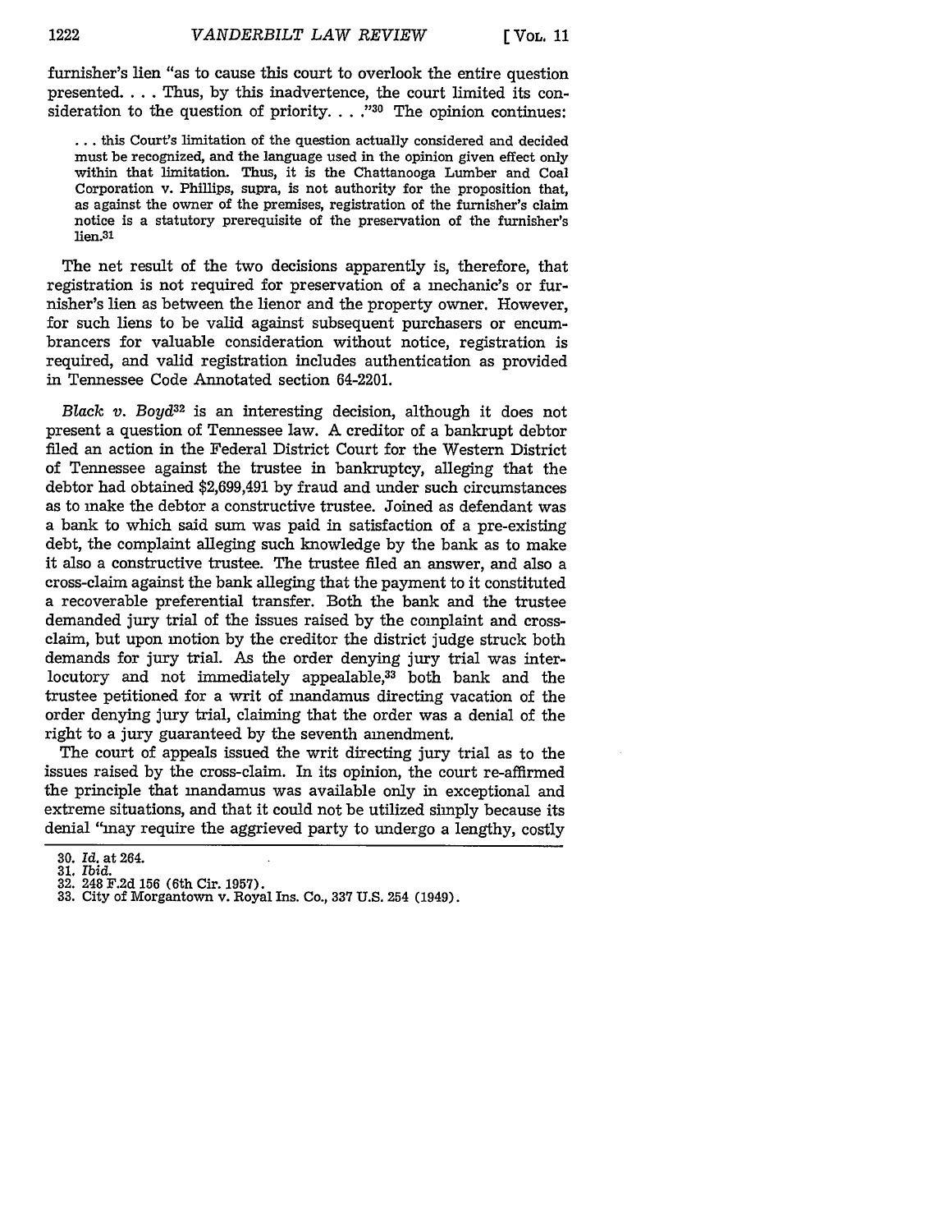furnisher's lien "as to cause this court to overlook the entire question presented. . . . Thus, by this inadvertence, the court limited its consideration to the question of priority. . . ."[30] The opinion continues:

> . . . this Court's limitation of the question actually considered and decided must be recognized, and the language used in the opinion given effect only within that limitation. Thus, it is the Chattanooga Lumber and Coal Corporation v. Phillips, supra, is not authority for the proposition that, as against the owner of the premises, registration of the furnisher's claim notice is a statutory prerequisite of the preservation of the furnisher's lien.[31]

The net result of the two decisions apparently is, therefore, that registration is not required for preservation of a mechanic's or furnisher's lien as between the lienor and the property owner. However, for such liens to be valid against subsequent purchasers or encumbrancers for valuable consideration without notice, registration is required, and valid registration includes authentication as provided in Tennessee Code Annotated section 64-2201.

*Black v. Boyd*[32] is an interesting decision, although it does not present a question of Tennessee law. A creditor of a bankrupt debtor filed an action in the Federal District Court for the Western District of Tennessee against the trustee in bankruptcy, alleging that the debtor had obtained $2,699,491 by fraud and under such circumstances as to make the debtor a constructive trustee. Joined as defendant was a bank to which said sum was paid in satisfaction of a pre-existing debt, the complaint alleging such knowledge by the bank as to make it also a constructive trustee. The trustee filed an answer, and also a cross-claim against the bank alleging that the payment to it constituted a recoverable preferential transfer. Both the bank and the trustee demanded jury trial of the issues raised by the complaint and cross-claim, but upon motion by the creditor the district judge struck both demands for jury trial. As the order denying jury trial was interlocutory and not immediately appealable,[33] both bank and the trustee petitioned for a writ of mandamus directing vacation of the order denying jury trial, claiming that the order was a denial of the right to a jury guaranteed by the seventh amendment.

The court of appeals issued the writ directing jury trial as to the issues raised by the cross-claim. In its opinion, the court re-affirmed the principle that mandamus was available only in exceptional and extreme situations, and that it could not be utilized simply because its denial "may require the aggrieved party to undergo a lengthy, costly

---

30. *Id.* at 264.
31. *Ibid.*
32. 248 F.2d 156 (6th Cir. 1957).
33. City of Morgantown v. Royal Ins. Co., 337 U.S. 254 (1949).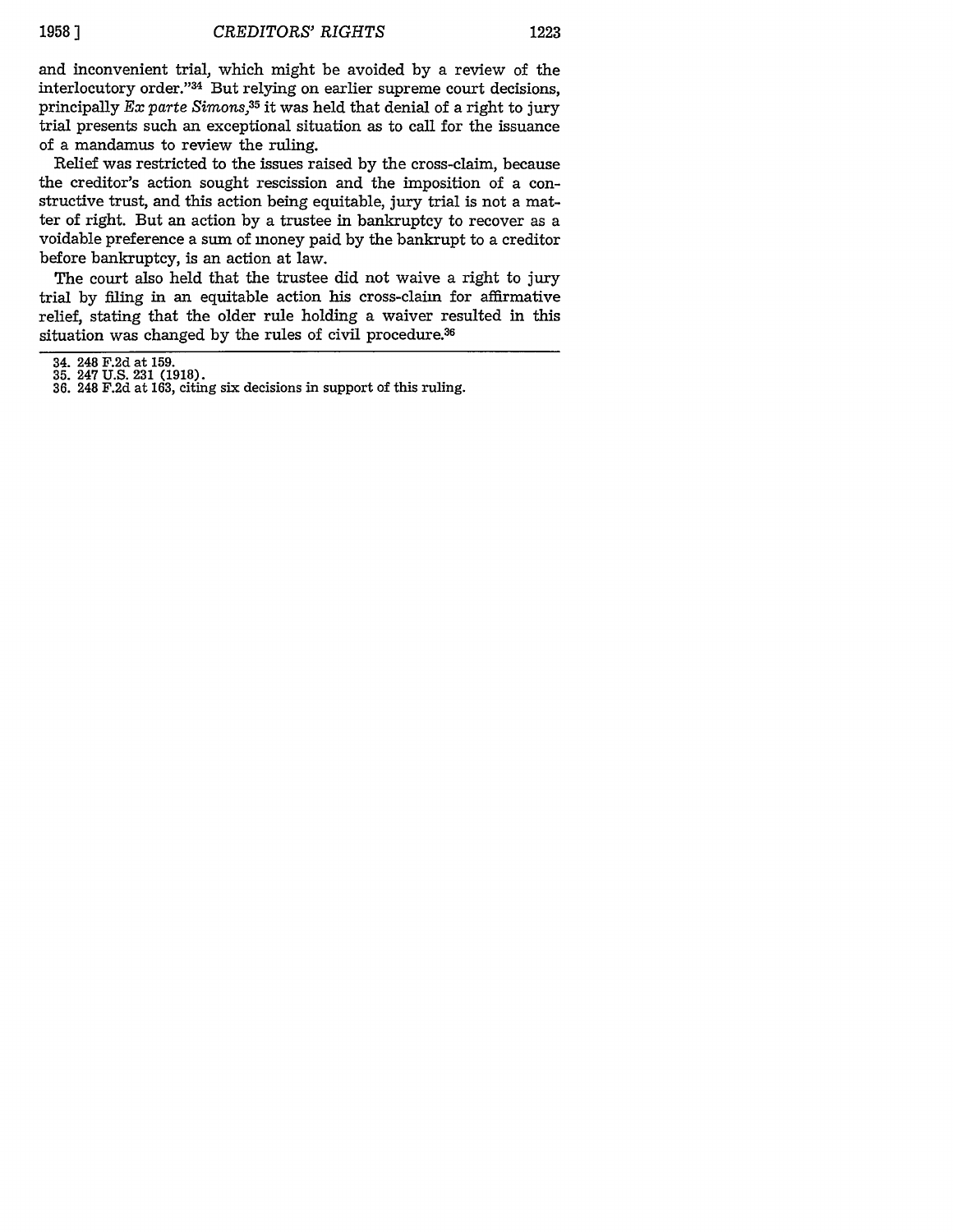and inconvenient trial, which might be avoided by a review of the interlocutory order."[34] But relying on earlier supreme court decisions, principally *Ex parte Simons*,[35] it was held that denial of a right to jury trial presents such an exceptional situation as to call for the issuance of a mandamus to review the ruling.

Relief was restricted to the issues raised by the cross-claim, because the creditor's action sought rescission and the imposition of a constructive trust, and this action being equitable, jury trial is not a matter of right. But an action by a trustee in bankruptcy to recover as a voidable preference a sum of money paid by the bankrupt to a creditor before bankruptcy, is an action at law.

The court also held that the trustee did not waive a right to jury trial by filing in an equitable action his cross-claim for affirmative relief, stating that the older rule holding a waiver resulted in this situation was changed by the rules of civil procedure.[36]

---

34. 248 F.2d at 159.
35. 247 U.S. 231 (1918).
36. 248 F.2d at 163, citing six decisions in support of this ruling.